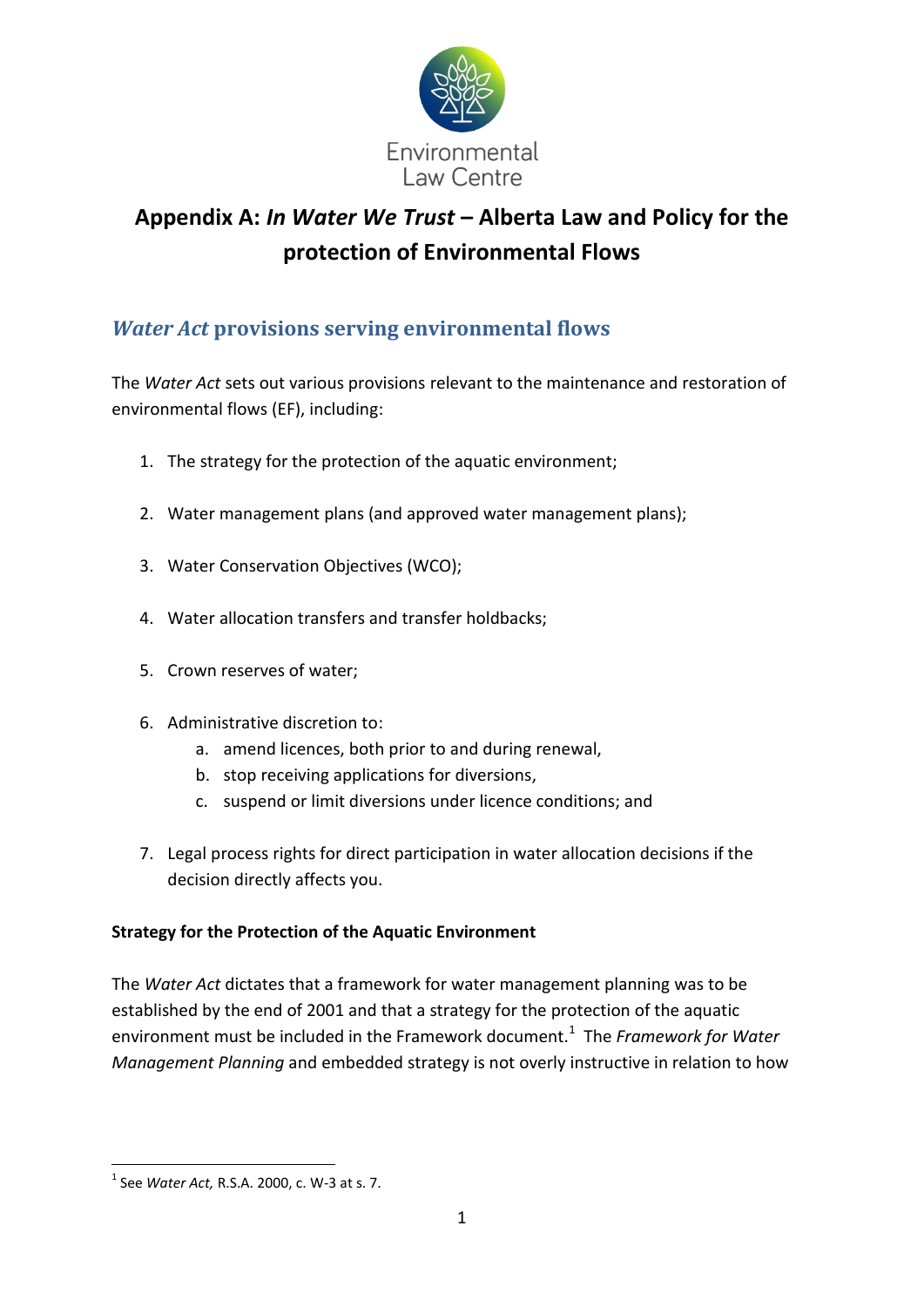Environmental Law Centre

# Appendix A: *In Water We Trust* – Alberta Law and Policy for the protection of Environmental Flows

## *Water Act* provisions serving environmental flows

The *Water Act* sets out various provisions relevant to the maintenance and restoration of environmental flows (EF), including:

1. The strategy for the protection of the aquatic environment;
2. Water management plans (and approved water management plans);
3. Water Conservation Objectives (WCO);
4. Water allocation transfers and transfer holdbacks;
5. Crown reserves of water;
6. Administrative discretion to:
   a. amend licences, both prior to and during renewal,
   b. stop receiving applications for diversions,
   c. suspend or limit diversions under licence conditions; and
7. Legal process rights for direct participation in water allocation decisions if the decision directly affects you.

**Strategy for the Protection of the Aquatic Environment**

The *Water Act* dictates that a framework for water management planning was to be established by the end of 2001 and that a strategy for the protection of the aquatic environment must be included in the Framework document.[1] The *Framework for Water Management Planning* and embedded strategy is not overly instructive in relation to how

[1] See *Water Act,* R.S.A. 2000, c. W-3 at s. 7.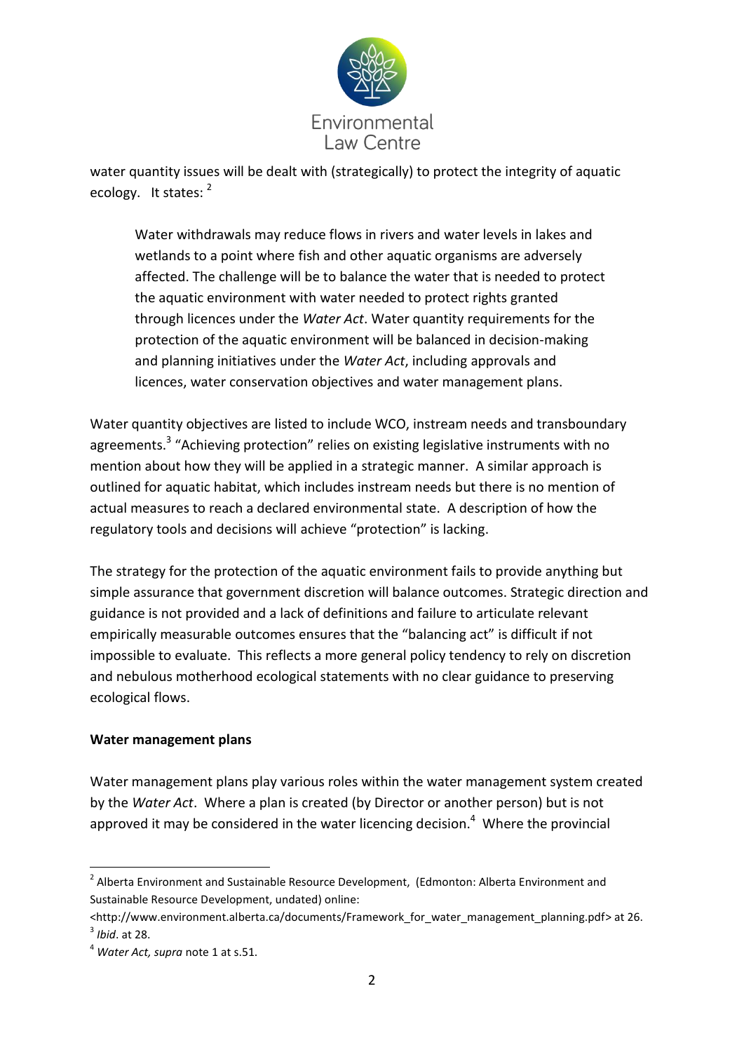water quantity issues will be dealt with (strategically) to protect the integrity of aquatic ecology. It states: [2]

> Water withdrawals may reduce flows in rivers and water levels in lakes and wetlands to a point where fish and other aquatic organisms are adversely affected. The challenge will be to balance the water that is needed to protect the aquatic environment with water needed to protect rights granted through licences under the *Water Act*. Water quantity requirements for the protection of the aquatic environment will be balanced in decision-making and planning initiatives under the *Water Act*, including approvals and licences, water conservation objectives and water management plans.

Water quantity objectives are listed to include WCO, instream needs and transboundary agreements.[3] "Achieving protection" relies on existing legislative instruments with no mention about how they will be applied in a strategic manner. A similar approach is outlined for aquatic habitat, which includes instream needs but there is no mention of actual measures to reach a declared environmental state. A description of how the regulatory tools and decisions will achieve "protection" is lacking.

The strategy for the protection of the aquatic environment fails to provide anything but simple assurance that government discretion will balance outcomes. Strategic direction and guidance is not provided and a lack of definitions and failure to articulate relevant empirically measurable outcomes ensures that the "balancing act" is difficult if not impossible to evaluate. This reflects a more general policy tendency to rely on discretion and nebulous motherhood ecological statements with no clear guidance to preserving ecological flows.

**Water management plans**

Water management plans play various roles within the water management system created by the *Water Act*. Where a plan is created (by Director or another person) but is not approved it may be considered in the water licencing decision.[4] Where the provincial

---

[2] Alberta Environment and Sustainable Resource Development, (Edmonton: Alberta Environment and Sustainable Resource Development, undated) online: <http://www.environment.alberta.ca/documents/Framework_for_water_management_planning.pdf> at 26.

[3] *Ibid*. at 28.

[4] *Water Act, supra* note 1 at s.51.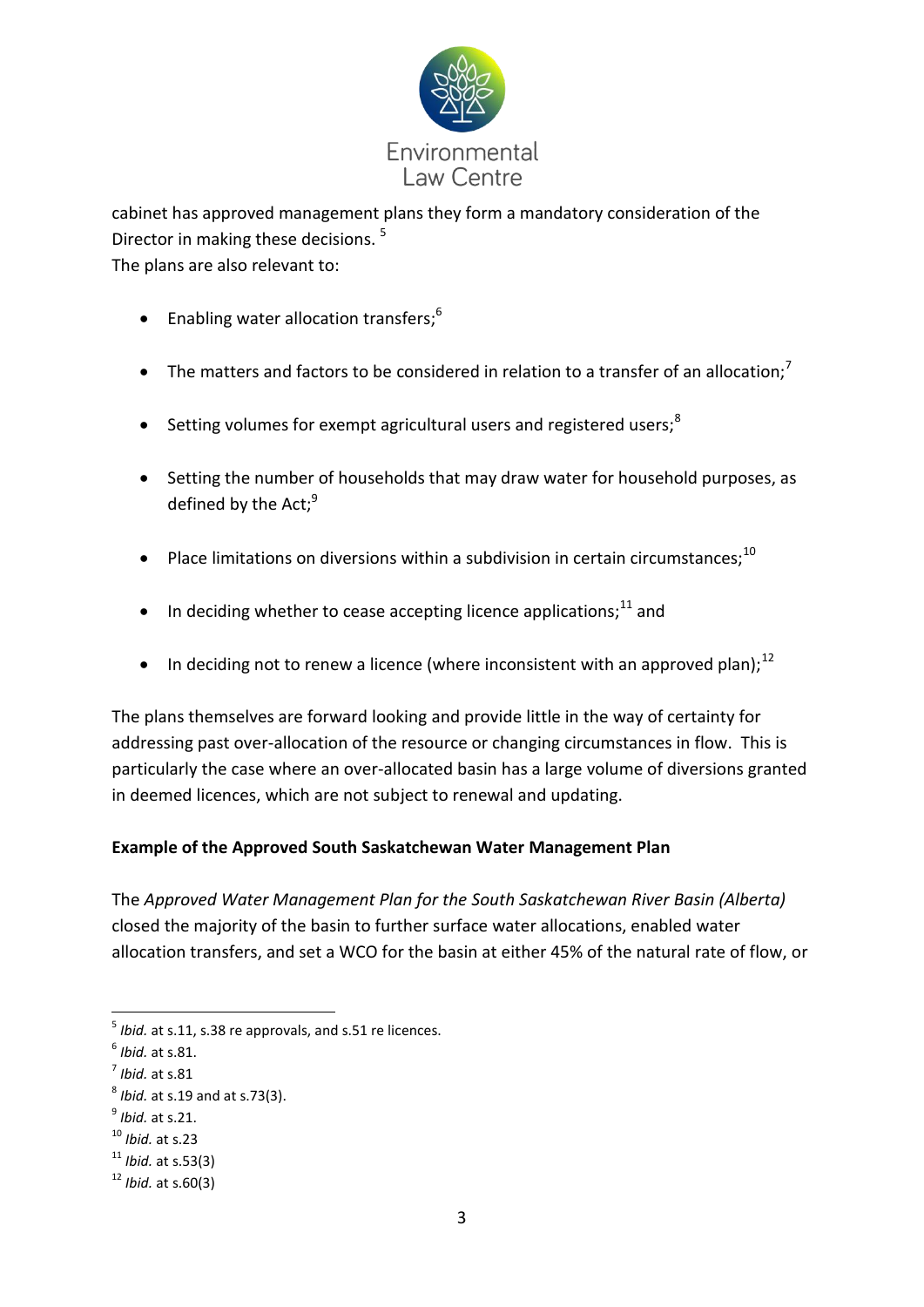cabinet has approved management plans they form a mandatory consideration of the Director in making these decisions. [5]

The plans are also relevant to:

- Enabling water allocation transfers;[6]
- The matters and factors to be considered in relation to a transfer of an allocation;[7]
- Setting volumes for exempt agricultural users and registered users;[8]
- Setting the number of households that may draw water for household purposes, as defined by the Act;[9]
- Place limitations on diversions within a subdivision in certain circumstances;[10]
- In deciding whether to cease accepting licence applications;[11] and
- In deciding not to renew a licence (where inconsistent with an approved plan);[12]

The plans themselves are forward looking and provide little in the way of certainty for addressing past over-allocation of the resource or changing circumstances in flow. This is particularly the case where an over-allocated basin has a large volume of diversions granted in deemed licences, which are not subject to renewal and updating.

**Example of the Approved South Saskatchewan Water Management Plan**

The *Approved Water Management Plan for the South Saskatchewan River Basin (Alberta)* closed the majority of the basin to further surface water allocations, enabled water allocation transfers, and set a WCO for the basin at either 45% of the natural rate of flow, or

---

[5] *Ibid.* at s.11, s.38 re approvals, and s.51 re licences.

[6] *Ibid.* at s.81.

[7] *Ibid.* at s.81

[8] *Ibid.* at s.19 and at s.73(3).

[9] *Ibid.* at s.21.

[10] *Ibid.* at s.23

[11] *Ibid.* at s.53(3)

[12] *Ibid.* at s.60(3)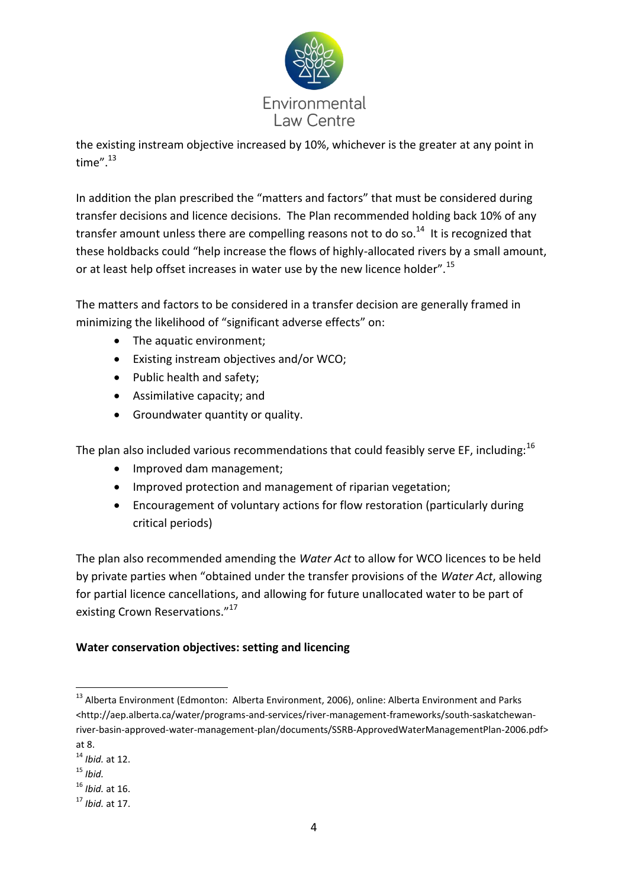the existing instream objective increased by 10%, whichever is the greater at any point in time".[13]

In addition the plan prescribed the "matters and factors" that must be considered during transfer decisions and licence decisions. The Plan recommended holding back 10% of any transfer amount unless there are compelling reasons not to do so.[14] It is recognized that these holdbacks could "help increase the flows of highly-allocated rivers by a small amount, or at least help offset increases in water use by the new licence holder".[15]

The matters and factors to be considered in a transfer decision are generally framed in minimizing the likelihood of "significant adverse effects" on:

- The aquatic environment;
- Existing instream objectives and/or WCO;
- Public health and safety;
- Assimilative capacity; and
- Groundwater quantity or quality.

The plan also included various recommendations that could feasibly serve EF, including:[16]

- Improved dam management;
- Improved protection and management of riparian vegetation;
- Encouragement of voluntary actions for flow restoration (particularly during critical periods)

The plan also recommended amending the *Water Act* to allow for WCO licences to be held by private parties when "obtained under the transfer provisions of the *Water Act*, allowing for partial licence cancellations, and allowing for future unallocated water to be part of existing Crown Reservations."[17]

**Water conservation objectives: setting and licencing**

---

[13] Alberta Environment (Edmonton: Alberta Environment, 2006), online: Alberta Environment and Parks <http://aep.alberta.ca/water/programs-and-services/river-management-frameworks/south-saskatchewan-river-basin-approved-water-management-plan/documents/SSRB-ApprovedWaterManagementPlan-2006.pdf> at 8.

[14] *Ibid.* at 12.

[15] *Ibid.*

[16] *Ibid.* at 16.

[17] *Ibid.* at 17.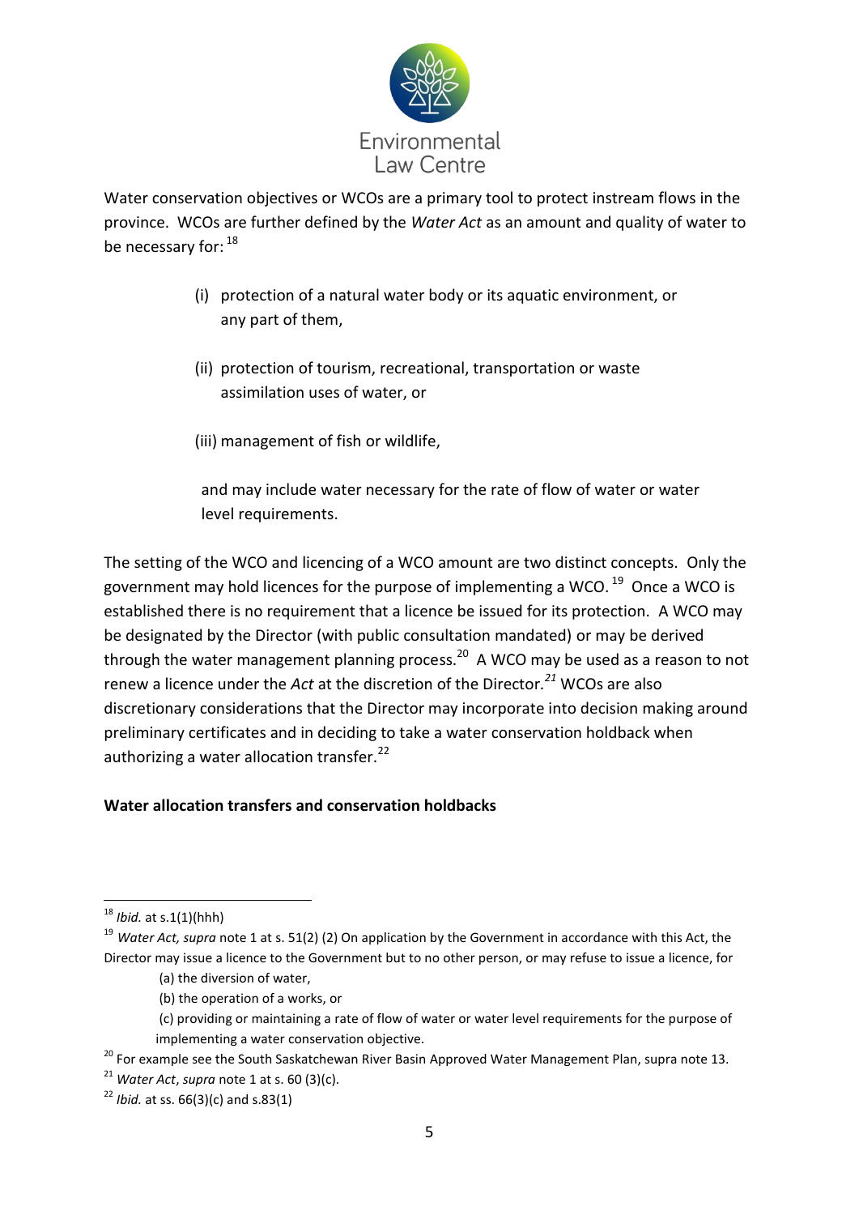Water conservation objectives or WCOs are a primary tool to protect instream flows in the province. WCOs are further defined by the *Water Act* as an amount and quality of water to be necessary for: [18]

> (i) protection of a natural water body or its aquatic environment, or any part of them,
>
> (ii) protection of tourism, recreational, transportation or waste assimilation uses of water, or
>
> (iii) management of fish or wildlife,
>
> and may include water necessary for the rate of flow of water or water level requirements.

The setting of the WCO and licencing of a WCO amount are two distinct concepts. Only the government may hold licences for the purpose of implementing a WCO. [19] Once a WCO is established there is no requirement that a licence be issued for its protection. A WCO may be designated by the Director (with public consultation mandated) or may be derived through the water management planning process.[20] A WCO may be used as a reason to not renew a licence under the *Act* at the discretion of the Director.[21] WCOs are also discretionary considerations that the Director may incorporate into decision making around preliminary certificates and in deciding to take a water conservation holdback when authorizing a water allocation transfer.[22]

**Water allocation transfers and conservation holdbacks**

---

[18] *Ibid.* at s.1(1)(hhh)

[19] *Water Act, supra* note 1 at s. 51(2) (2) On application by the Government in accordance with this Act, the Director may issue a licence to the Government but to no other person, or may refuse to issue a licence, for

> (a) the diversion of water,
>
> (b) the operation of a works, or
>
> (c) providing or maintaining a rate of flow of water or water level requirements for the purpose of implementing a water conservation objective.

[20] For example see the South Saskatchewan River Basin Approved Water Management Plan, supra note 13.

[21] *Water Act*, *supra* note 1 at s. 60 (3)(c).

[22] *Ibid.* at ss. 66(3)(c) and s.83(1)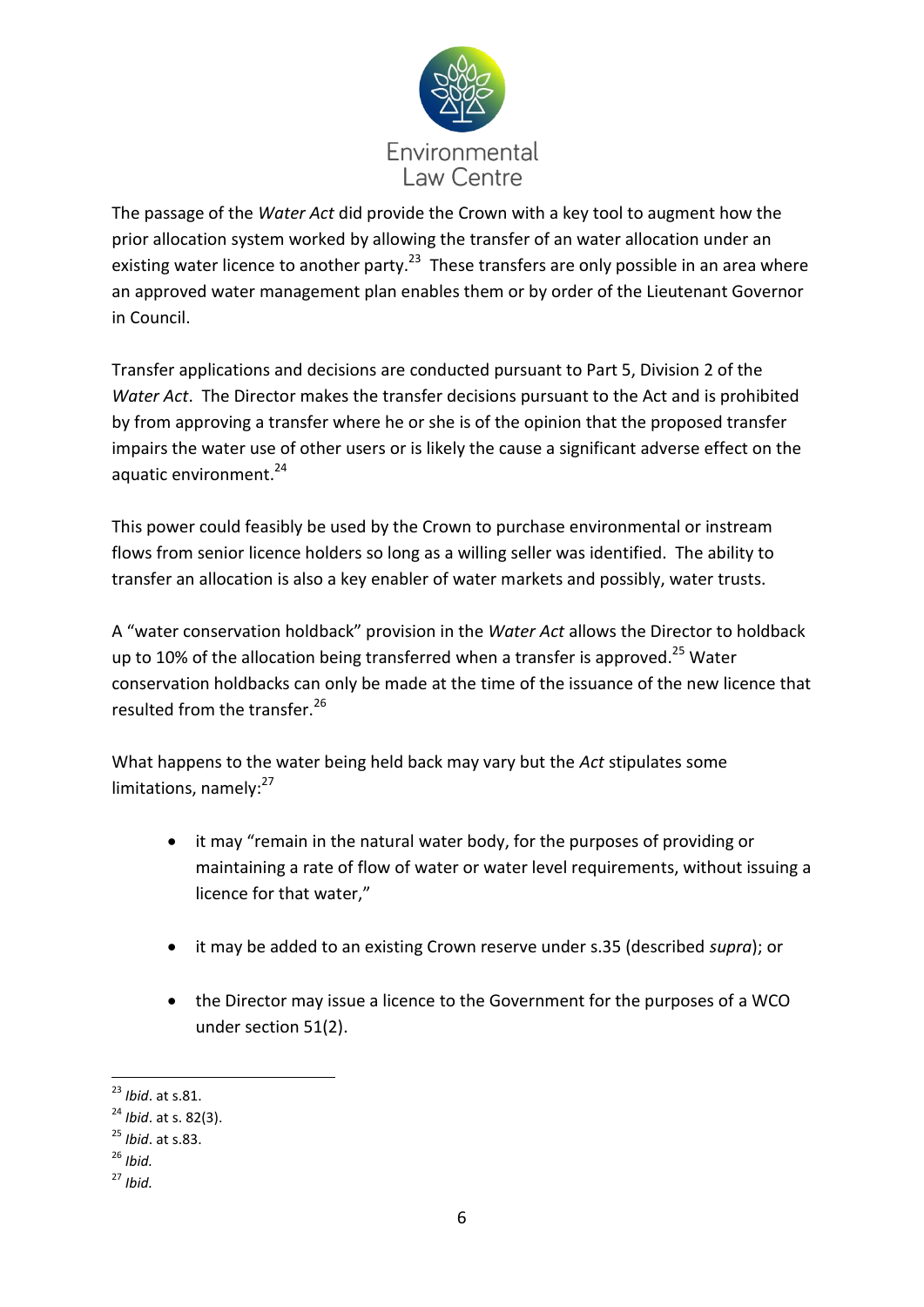The passage of the *Water Act* did provide the Crown with a key tool to augment how the prior allocation system worked by allowing the transfer of an water allocation under an existing water licence to another party.[23] These transfers are only possible in an area where an approved water management plan enables them or by order of the Lieutenant Governor in Council.

Transfer applications and decisions are conducted pursuant to Part 5, Division 2 of the *Water Act*. The Director makes the transfer decisions pursuant to the Act and is prohibited by from approving a transfer where he or she is of the opinion that the proposed transfer impairs the water use of other users or is likely the cause a significant adverse effect on the aquatic environment.[24]

This power could feasibly be used by the Crown to purchase environmental or instream flows from senior licence holders so long as a willing seller was identified. The ability to transfer an allocation is also a key enabler of water markets and possibly, water trusts.

A "water conservation holdback" provision in the *Water Act* allows the Director to holdback up to 10% of the allocation being transferred when a transfer is approved.[25] Water conservation holdbacks can only be made at the time of the issuance of the new licence that resulted from the transfer.[26]

What happens to the water being held back may vary but the *Act* stipulates some limitations, namely:[27]

- it may "remain in the natural water body, for the purposes of providing or maintaining a rate of flow of water or water level requirements, without issuing a licence for that water,"
- it may be added to an existing Crown reserve under s.35 (described *supra*); or
- the Director may issue a licence to the Government for the purposes of a WCO under section 51(2).

---

[23] *Ibid*. at s.81.

[24] *Ibid*. at s. 82(3).

[25] *Ibid*. at s.83.

[26] *Ibid.*

[27] *Ibid.*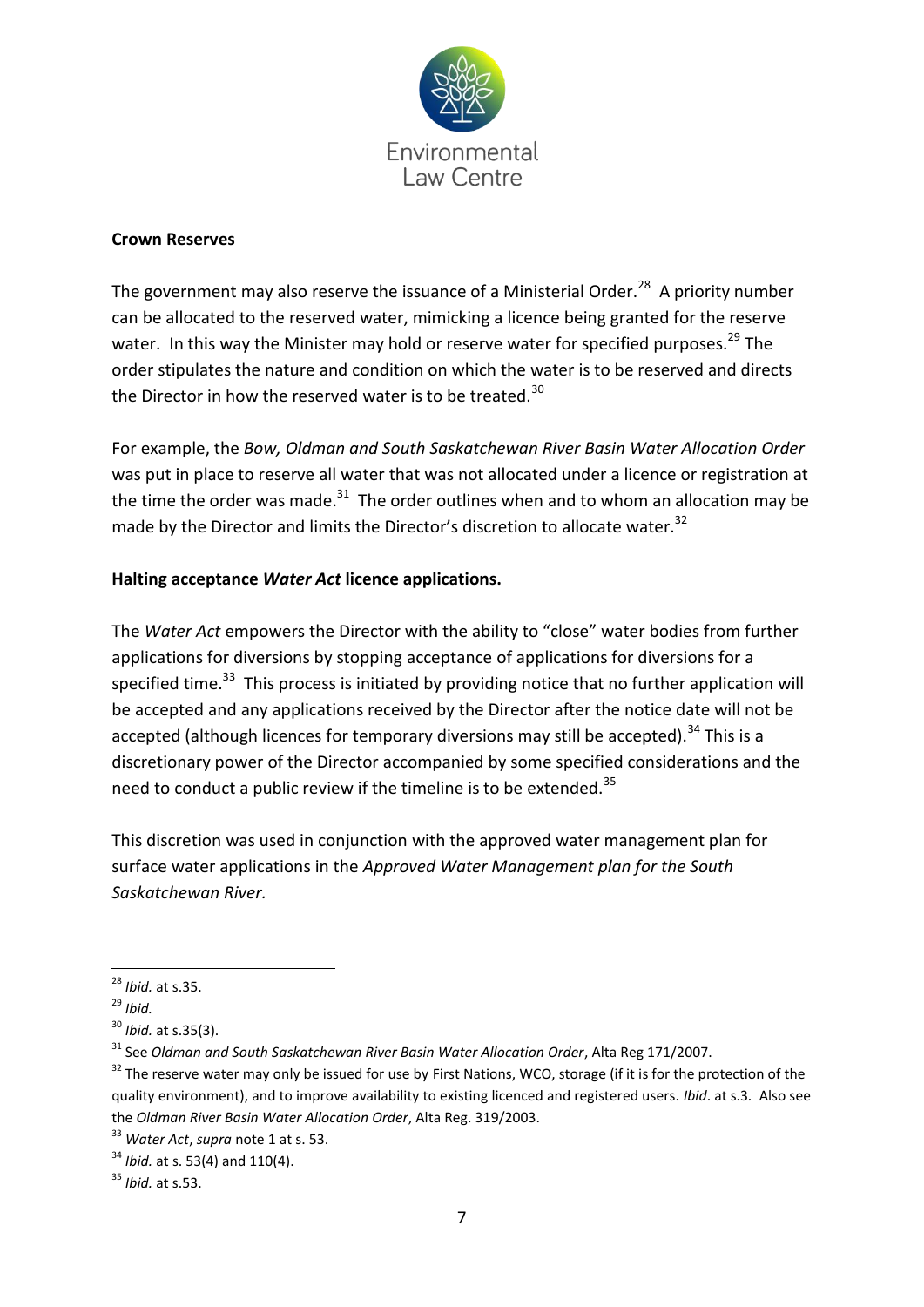**Crown Reserves**

The government may also reserve the issuance of a Ministerial Order.[28] A priority number can be allocated to the reserved water, mimicking a licence being granted for the reserve water. In this way the Minister may hold or reserve water for specified purposes.[29] The order stipulates the nature and condition on which the water is to be reserved and directs the Director in how the reserved water is to be treated.[30]

For example, the *Bow, Oldman and South Saskatchewan River Basin Water Allocation Order* was put in place to reserve all water that was not allocated under a licence or registration at the time the order was made.[31] The order outlines when and to whom an allocation may be made by the Director and limits the Director's discretion to allocate water.[32]

**Halting acceptance *Water Act* licence applications.**

The *Water Act* empowers the Director with the ability to "close" water bodies from further applications for diversions by stopping acceptance of applications for diversions for a specified time.[33] This process is initiated by providing notice that no further application will be accepted and any applications received by the Director after the notice date will not be accepted (although licences for temporary diversions may still be accepted).[34] This is a discretionary power of the Director accompanied by some specified considerations and the need to conduct a public review if the timeline is to be extended.[35]

This discretion was used in conjunction with the approved water management plan for surface water applications in the *Approved Water Management plan for the South Saskatchewan River.*

---

[28] *Ibid.* at s.35.

[29] *Ibid.*

[30] *Ibid.* at s.35(3).

[31] See *Oldman and South Saskatchewan River Basin Water Allocation Order*, Alta Reg 171/2007.

[32] The reserve water may only be issued for use by First Nations, WCO, storage (if it is for the protection of the quality environment), and to improve availability to existing licenced and registered users. *Ibid*. at s.3. Also see the *Oldman River Basin Water Allocation Order*, Alta Reg. 319/2003.

[33] *Water Act*, *supra* note 1 at s. 53.

[34] *Ibid.* at s. 53(4) and 110(4).

[35] *Ibid.* at s.53.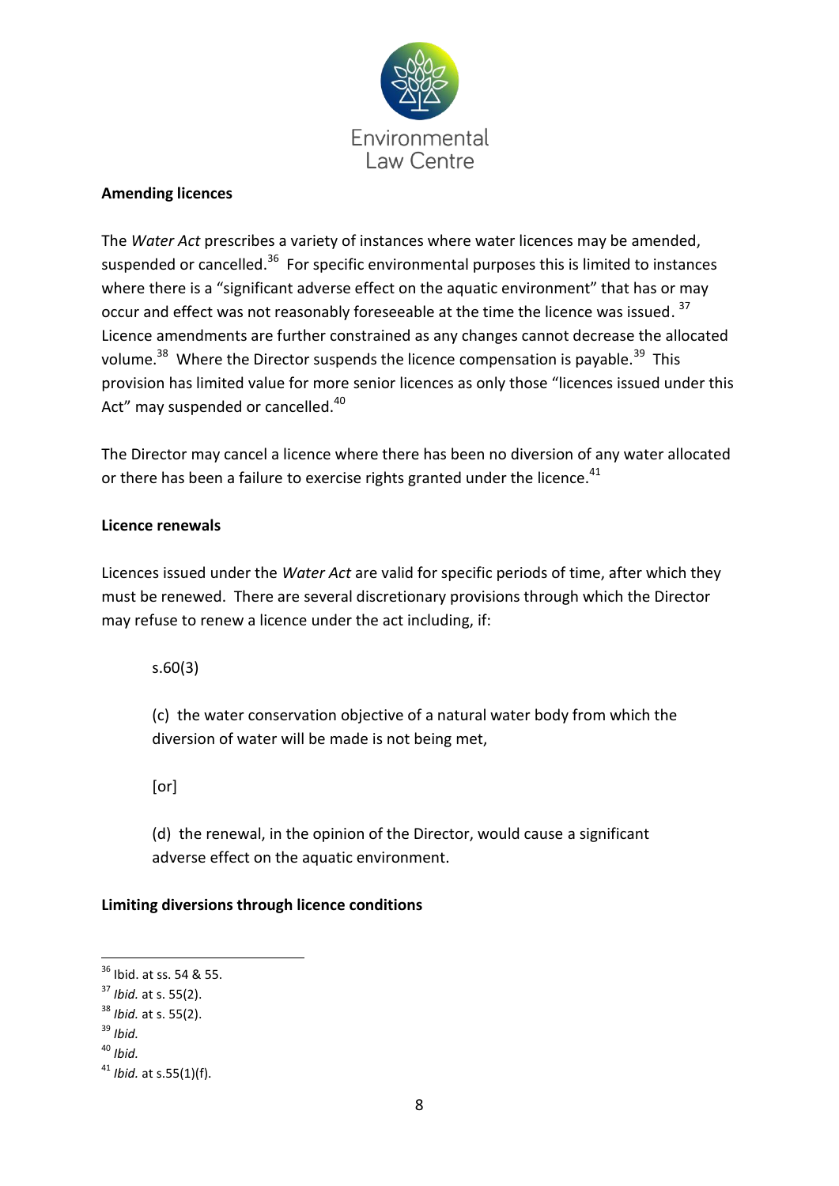**Amending licences**

The *Water Act* prescribes a variety of instances where water licences may be amended, suspended or cancelled.[36] For specific environmental purposes this is limited to instances where there is a "significant adverse effect on the aquatic environment" that has or may occur and effect was not reasonably foreseeable at the time the licence was issued.[37] Licence amendments are further constrained as any changes cannot decrease the allocated volume.[38] Where the Director suspends the licence compensation is payable.[39] This provision has limited value for more senior licences as only those "licences issued under this Act" may suspended or cancelled.[40]

The Director may cancel a licence where there has been no diversion of any water allocated or there has been a failure to exercise rights granted under the licence.[41]

**Licence renewals**

Licences issued under the *Water Act* are valid for specific periods of time, after which they must be renewed. There are several discretionary provisions through which the Director may refuse to renew a licence under the act including, if:

> s.60(3)
>
> (c) the water conservation objective of a natural water body from which the diversion of water will be made is not being met,
>
> [or]
>
> (d) the renewal, in the opinion of the Director, would cause a significant adverse effect on the aquatic environment.

**Limiting diversions through licence conditions**

---

[36] Ibid. at ss. 54 & 55.

[37] *Ibid.* at s. 55(2).

[38] *Ibid.* at s. 55(2).

[39] *Ibid.*

[40] *Ibid.*

[41] *Ibid.* at s.55(1)(f).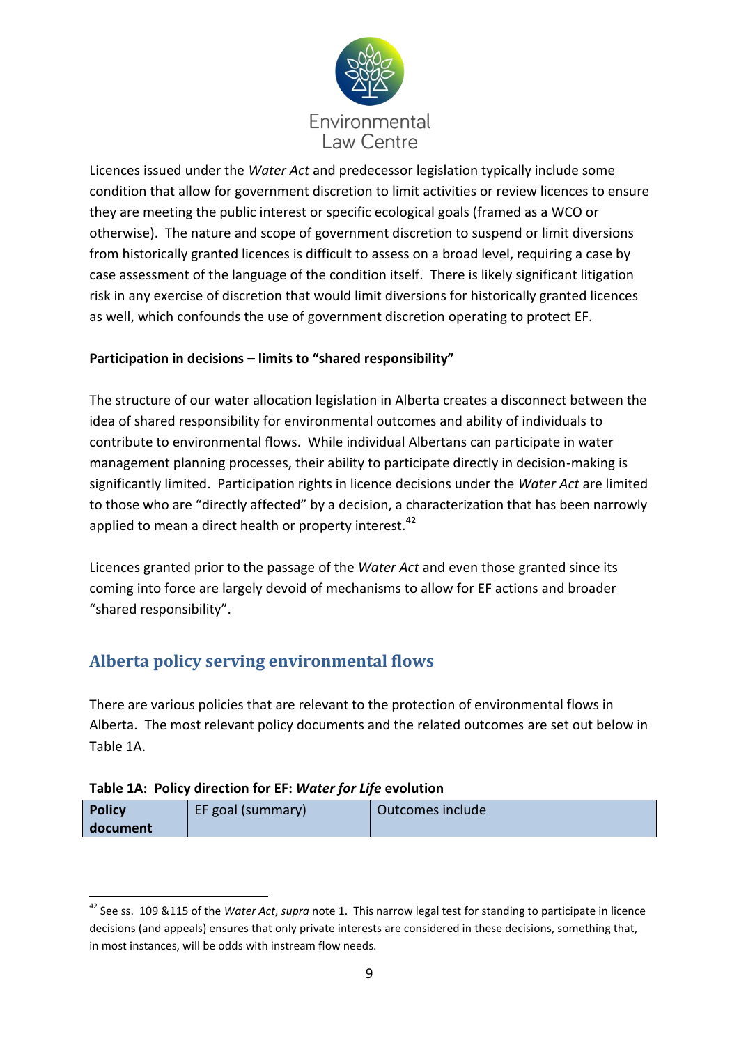Licences issued under the *Water Act* and predecessor legislation typically include some condition that allow for government discretion to limit activities or review licences to ensure they are meeting the public interest or specific ecological goals (framed as a WCO or otherwise). The nature and scope of government discretion to suspend or limit diversions from historically granted licences is difficult to assess on a broad level, requiring a case by case assessment of the language of the condition itself. There is likely significant litigation risk in any exercise of discretion that would limit diversions for historically granted licences as well, which confounds the use of government discretion operating to protect EF.

**Participation in decisions – limits to "shared responsibility"**

The structure of our water allocation legislation in Alberta creates a disconnect between the idea of shared responsibility for environmental outcomes and ability of individuals to contribute to environmental flows. While individual Albertans can participate in water management planning processes, their ability to participate directly in decision-making is significantly limited. Participation rights in licence decisions under the *Water Act* are limited to those who are "directly affected" by a decision, a characterization that has been narrowly applied to mean a direct health or property interest.[42]

Licences granted prior to the passage of the *Water Act* and even those granted since its coming into force are largely devoid of mechanisms to allow for EF actions and broader "shared responsibility".

## Alberta policy serving environmental flows

There are various policies that are relevant to the protection of environmental flows in Alberta. The most relevant policy documents and the related outcomes are set out below in Table 1A.

**Table 1A: Policy direction for EF: *Water for Life* evolution**

| Policy document | EF goal (summary) | Outcomes include |
|---|---|---|

[42] See ss. 109 &115 of the *Water Act*, *supra* note 1. This narrow legal test for standing to participate in licence decisions (and appeals) ensures that only private interests are considered in these decisions, something that, in most instances, will be odds with instream flow needs.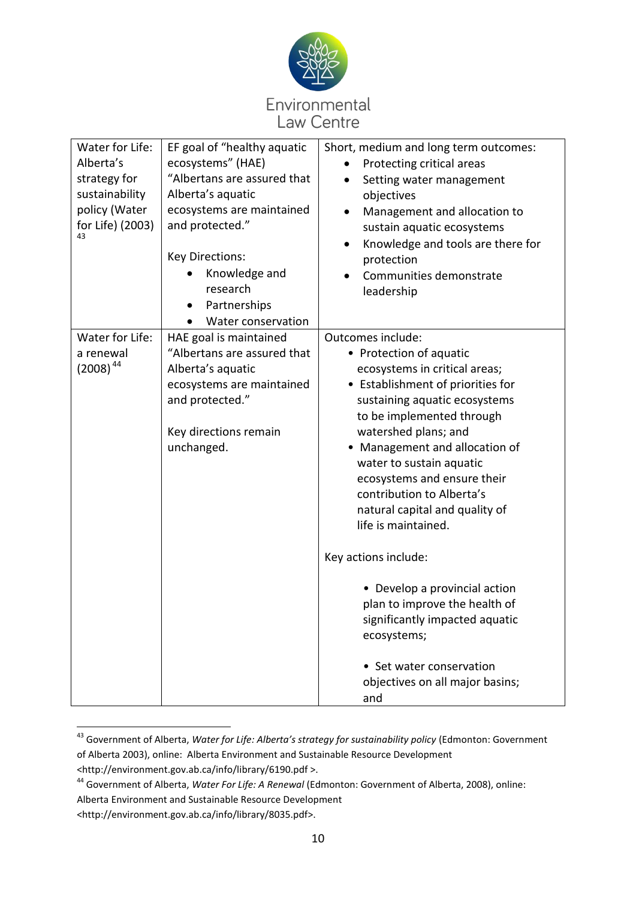| | | |
|---|---|---|
| Water for Life: Alberta's strategy for sustainability policy (Water for Life) (2003) [43] | EF goal of "healthy aquatic ecosystems" (HAE) "Albertans are assured that Alberta's aquatic ecosystems are maintained and protected."<br><br>Key Directions:<br>• Knowledge and research<br>• Partnerships<br>• Water conservation | Short, medium and long term outcomes:<br>• Protecting critical areas<br>• Setting water management objectives<br>• Management and allocation to sustain aquatic ecosystems<br>• Knowledge and tools are there for protection<br>• Communities demonstrate leadership |
| Water for Life: a renewal (2008) [44] | HAE goal is maintained "Albertans are assured that Alberta's aquatic ecosystems are maintained and protected."<br><br>Key directions remain unchanged. | Outcomes include:<br>• Protection of aquatic ecosystems in critical areas;<br>• Establishment of priorities for sustaining aquatic ecosystems to be implemented through watershed plans; and<br>• Management and allocation of water to sustain aquatic ecosystems and ensure their contribution to Alberta's natural capital and quality of life is maintained.<br><br>Key actions include:<br><br>• Develop a provincial action plan to improve the health of significantly impacted aquatic ecosystems;<br><br>• Set water conservation objectives on all major basins; and |

[43] Government of Alberta, *Water for Life: Alberta's strategy for sustainability policy* (Edmonton: Government of Alberta 2003), online: Alberta Environment and Sustainable Resource Development <http://environment.gov.ab.ca/info/library/6190.pdf >.

[44] Government of Alberta, *Water For Life: A Renewal* (Edmonton: Government of Alberta, 2008), online: Alberta Environment and Sustainable Resource Development <http://environment.gov.ab.ca/info/library/8035.pdf>.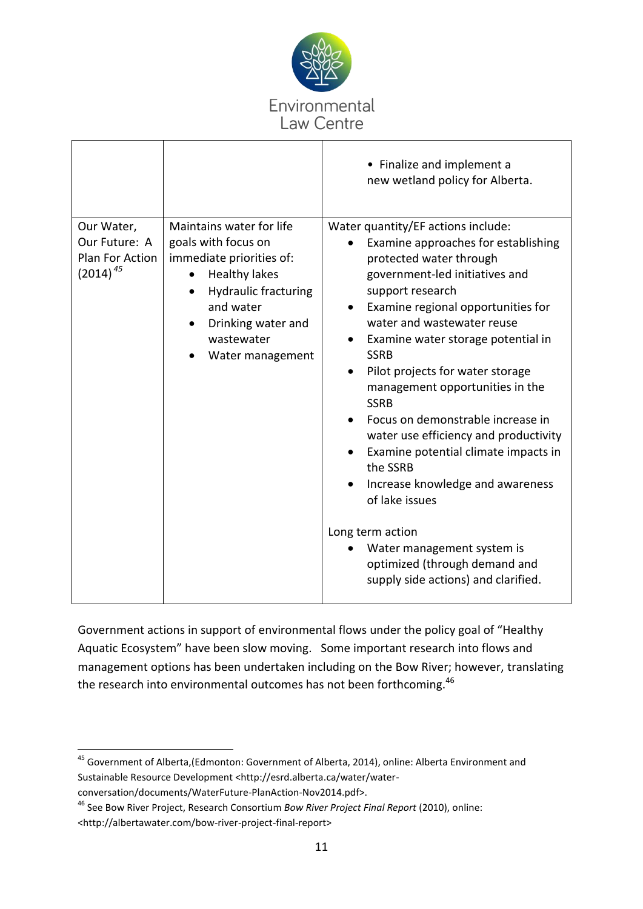| | | |
|---|---|---|
| | | • Finalize and implement a new wetland policy for Alberta. |
| Our Water, Our Future: A Plan For Action (2014)[45] | Maintains water for life goals with focus on immediate priorities of: <br>• Healthy lakes <br>• Hydraulic fracturing and water <br>• Drinking water and wastewater <br>• Water management | Water quantity/EF actions include: <br>• Examine approaches for establishing protected water through government-led initiatives and support research <br>• Examine regional opportunities for water and wastewater reuse <br>• Examine water storage potential in SSRB <br>• Pilot projects for water storage management opportunities in the SSRB <br>• Focus on demonstrable increase in water use efficiency and productivity <br>• Examine potential climate impacts in the SSRB <br>• Increase knowledge and awareness of lake issues <br><br>Long term action <br>• Water management system is optimized (through demand and supply side actions) and clarified. |

Government actions in support of environmental flows under the policy goal of "Healthy Aquatic Ecosystem" have been slow moving. Some important research into flows and management options has been undertaken including on the Bow River; however, translating the research into environmental outcomes has not been forthcoming.[46]

---

[45] Government of Alberta,(Edmonton: Government of Alberta, 2014), online: Alberta Environment and Sustainable Resource Development <http://esrd.alberta.ca/water/water-conversation/documents/WaterFuture-PlanAction-Nov2014.pdf>.

[46] See Bow River Project, Research Consortium *Bow River Project Final Report* (2010), online: <http://albertawater.com/bow-river-project-final-report>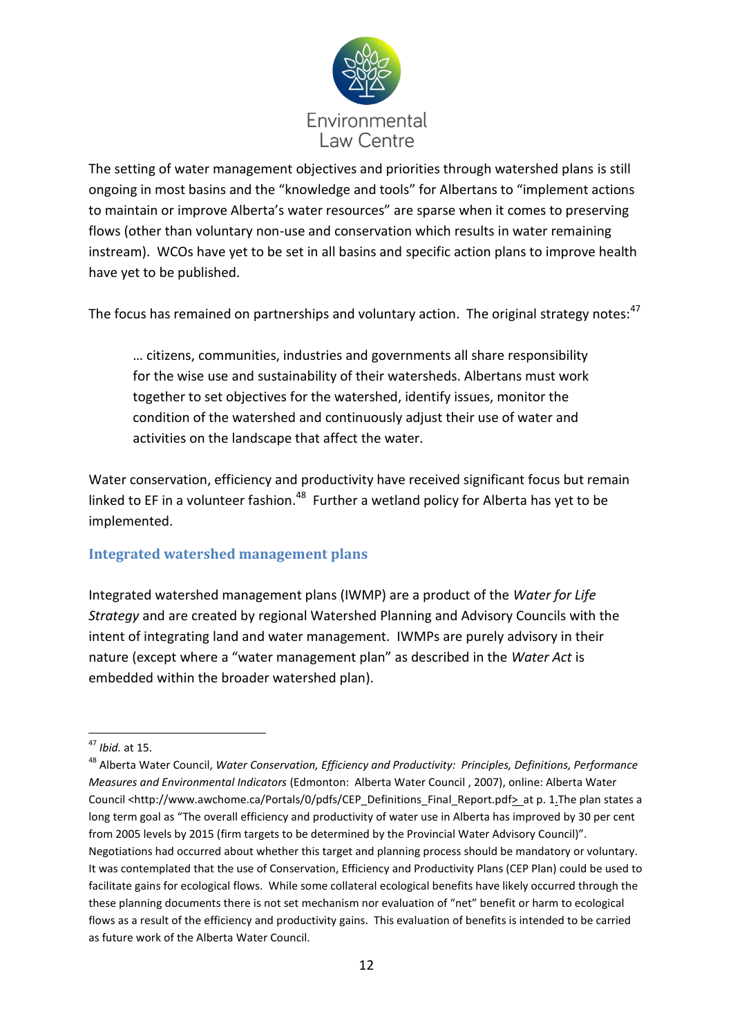The setting of water management objectives and priorities through watershed plans is still ongoing in most basins and the "knowledge and tools" for Albertans to "implement actions to maintain or improve Alberta's water resources" are sparse when it comes to preserving flows (other than voluntary non-use and conservation which results in water remaining instream). WCOs have yet to be set in all basins and specific action plans to improve health have yet to be published.

The focus has remained on partnerships and voluntary action. The original strategy notes:[47]

> … citizens, communities, industries and governments all share responsibility for the wise use and sustainability of their watersheds. Albertans must work together to set objectives for the watershed, identify issues, monitor the condition of the watershed and continuously adjust their use of water and activities on the landscape that affect the water.

Water conservation, efficiency and productivity have received significant focus but remain linked to EF in a volunteer fashion.[48] Further a wetland policy for Alberta has yet to be implemented.

## Integrated watershed management plans

Integrated watershed management plans (IWMP) are a product of the *Water for Life Strategy* and are created by regional Watershed Planning and Advisory Councils with the intent of integrating land and water management. IWMPs are purely advisory in their nature (except where a "water management plan" as described in the *Water Act* is embedded within the broader watershed plan).

---

[47] *Ibid.* at 15.

[48] Alberta Water Council, *Water Conservation, Efficiency and Productivity: Principles, Definitions, Performance Measures and Environmental Indicators* (Edmonton: Alberta Water Council , 2007), online: Alberta Water Council <http://www.awchome.ca/Portals/0/pdfs/CEP_Definitions_Final_Report.pdf> at p. 1.The plan states a long term goal as "The overall efficiency and productivity of water use in Alberta has improved by 30 per cent from 2005 levels by 2015 (firm targets to be determined by the Provincial Water Advisory Council)". Negotiations had occurred about whether this target and planning process should be mandatory or voluntary. It was contemplated that the use of Conservation, Efficiency and Productivity Plans (CEP Plan) could be used to facilitate gains for ecological flows. While some collateral ecological benefits have likely occurred through the these planning documents there is not set mechanism nor evaluation of "net" benefit or harm to ecological flows as a result of the efficiency and productivity gains. This evaluation of benefits is intended to be carried as future work of the Alberta Water Council.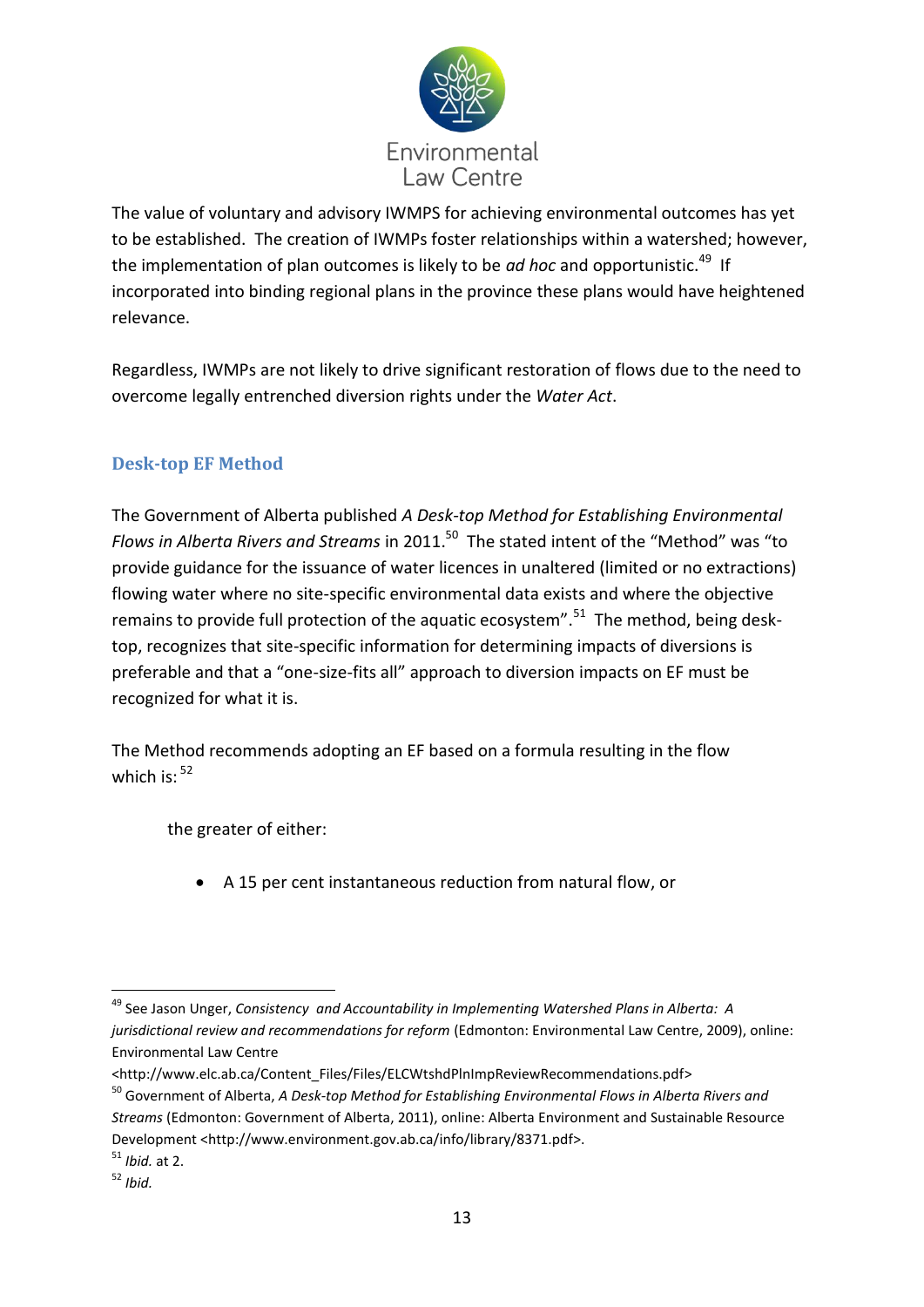The value of voluntary and advisory IWMPS for achieving environmental outcomes has yet to be established. The creation of IWMPs foster relationships within a watershed; however, the implementation of plan outcomes is likely to be *ad hoc* and opportunistic.[49] If incorporated into binding regional plans in the province these plans would have heightened relevance.

Regardless, IWMPs are not likely to drive significant restoration of flows due to the need to overcome legally entrenched diversion rights under the *Water Act*.

## Desk-top EF Method

The Government of Alberta published *A Desk-top Method for Establishing Environmental Flows in Alberta Rivers and Streams* in 2011.[50] The stated intent of the "Method" was "to provide guidance for the issuance of water licences in unaltered (limited or no extractions) flowing water where no site-specific environmental data exists and where the objective remains to provide full protection of the aquatic ecosystem".[51] The method, being desk-top, recognizes that site-specific information for determining impacts of diversions is preferable and that a "one-size-fits all" approach to diversion impacts on EF must be recognized for what it is.

The Method recommends adopting an EF based on a formula resulting in the flow which is:[52]

> the greater of either:
>
> - A 15 per cent instantaneous reduction from natural flow, or

---

[49] See Jason Unger, *Consistency and Accountability in Implementing Watershed Plans in Alberta: A jurisdictional review and recommendations for reform* (Edmonton: Environmental Law Centre, 2009), online: Environmental Law Centre <http://www.elc.ab.ca/Content_Files/Files/ELCWtshdPlnImpReviewRecommendations.pdf>

[50] Government of Alberta, *A Desk-top Method for Establishing Environmental Flows in Alberta Rivers and Streams* (Edmonton: Government of Alberta, 2011), online: Alberta Environment and Sustainable Resource Development <http://www.environment.gov.ab.ca/info/library/8371.pdf>.

[51] *Ibid.* at 2.

[52] *Ibid.*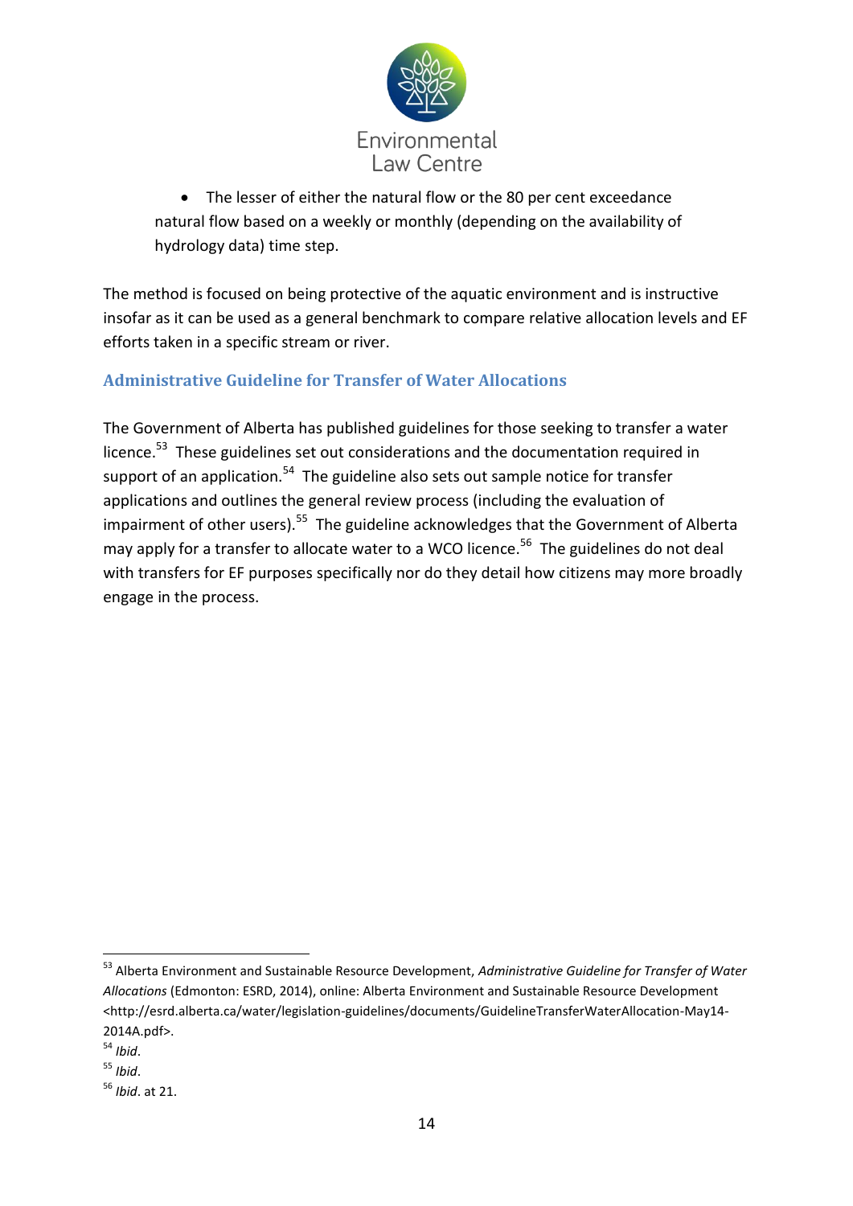- The lesser of either the natural flow or the 80 per cent exceedance natural flow based on a weekly or monthly (depending on the availability of hydrology data) time step.

The method is focused on being protective of the aquatic environment and is instructive insofar as it can be used as a general benchmark to compare relative allocation levels and EF efforts taken in a specific stream or river.

### Administrative Guideline for Transfer of Water Allocations

The Government of Alberta has published guidelines for those seeking to transfer a water licence.[53] These guidelines set out considerations and the documentation required in support of an application.[54] The guideline also sets out sample notice for transfer applications and outlines the general review process (including the evaluation of impairment of other users).[55] The guideline acknowledges that the Government of Alberta may apply for a transfer to allocate water to a WCO licence.[56] The guidelines do not deal with transfers for EF purposes specifically nor do they detail how citizens may more broadly engage in the process.

---

[53] Alberta Environment and Sustainable Resource Development, *Administrative Guideline for Transfer of Water Allocations* (Edmonton: ESRD, 2014), online: Alberta Environment and Sustainable Resource Development <http://esrd.alberta.ca/water/legislation-guidelines/documents/GuidelineTransferWaterAllocation-May14-2014A.pdf>.

[54] *Ibid*.

[55] *Ibid*.

[56] *Ibid*. at 21.